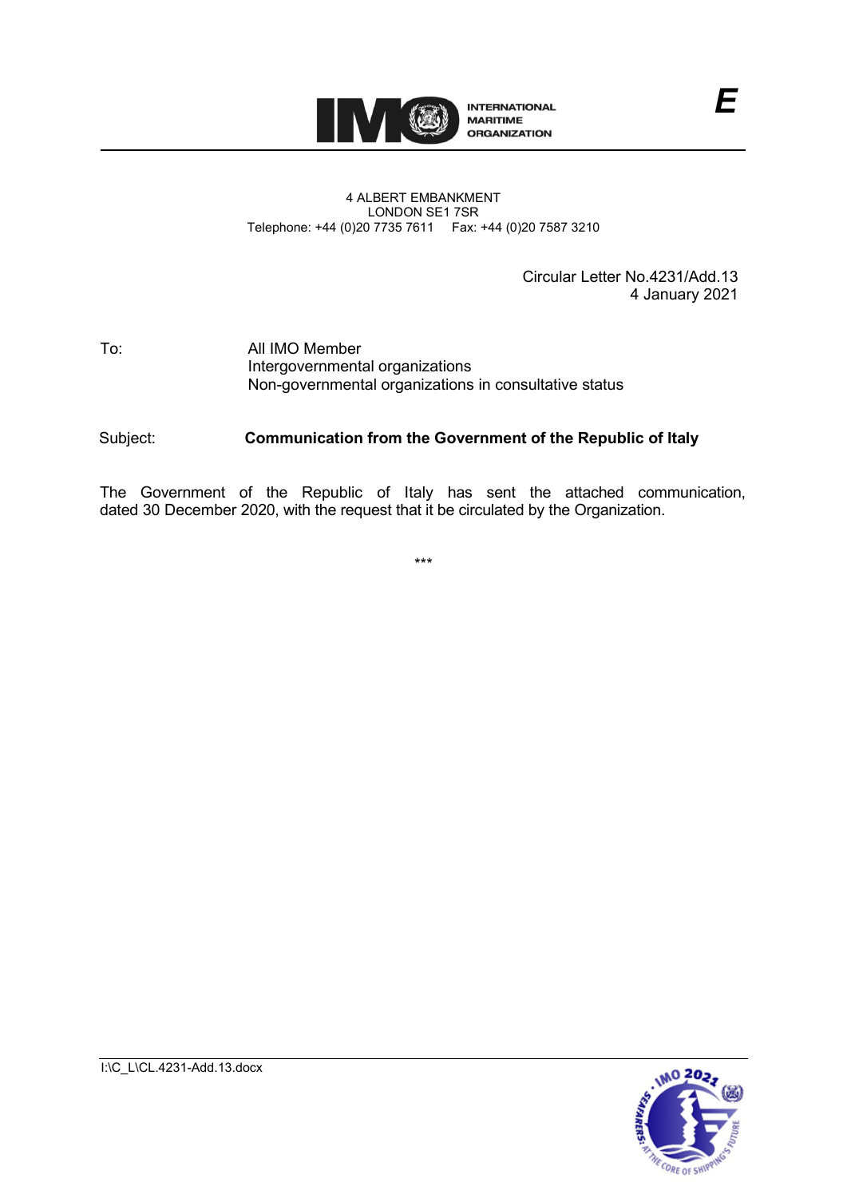INTERNATIONAL
MARITIME
ORGANIZATION

*E*

4 ALBERT EMBANKMENT
LONDON SE1 7SR
Telephone: +44 (0)20 7735 7611 Fax: +44 (0)20 7587 3210

Circular Letter No.4231/Add.13
4 January 2021

To: All IMO Member
Intergovernmental organizations
Non-governmental organizations in consultative status

Subject: **Communication from the Government of the Republic of Italy**

The Government of the Republic of Italy has sent the attached communication, dated 30 December 2020, with the request that it be circulated by the Organization.

\*\*\*

I:\C_L\CL.4231-Add.13.docx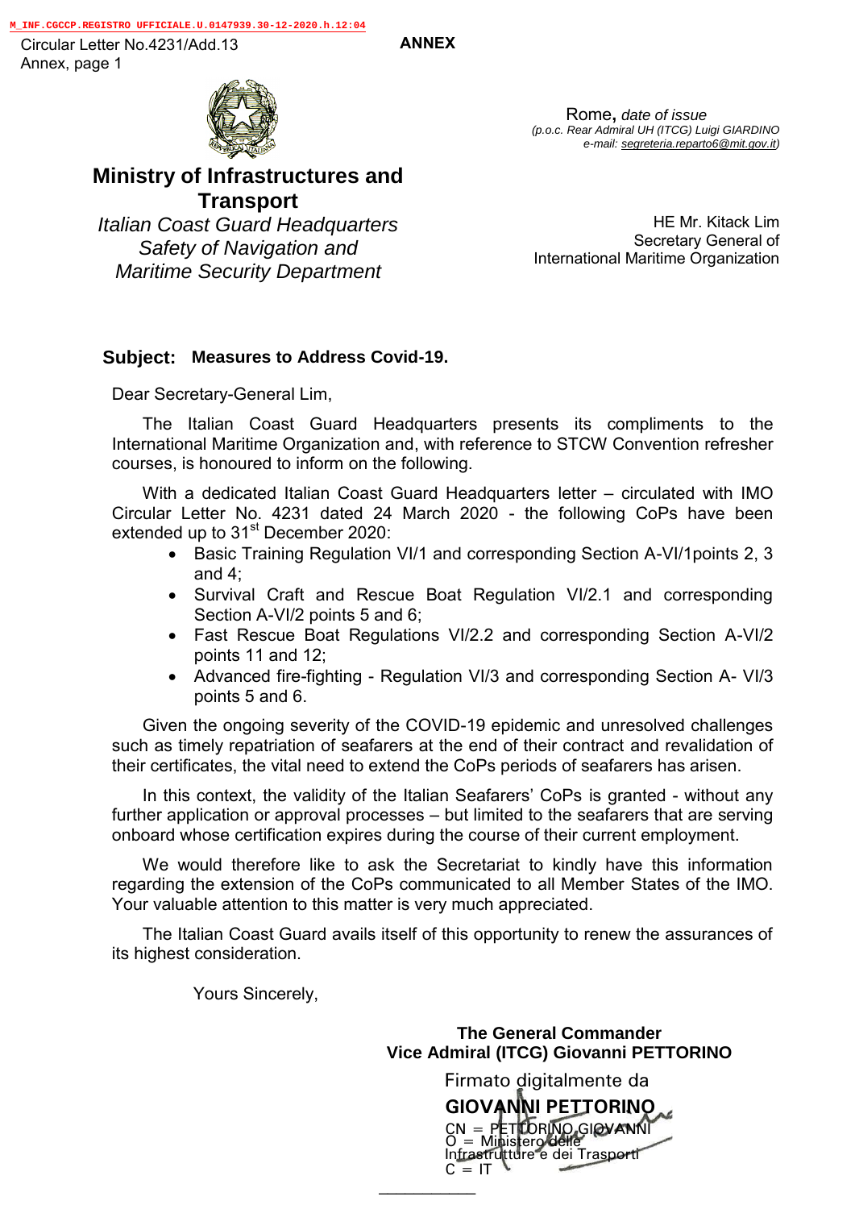M_INF.CGCCP.REGISTRO UFFICIALE.U.0147939.30-12-2020.h.12:04

Circular Letter No.4231/Add.13
Annex, page 1

**ANNEX**

Rome, *date of issue*
*(p.o.c. Rear Admiral UH (ITCG) Luigi GIARDINO*
*e-mail: segreteria.reparto6@mit.gov.it)*

**Ministry of Infrastructures and Transport**
*Italian Coast Guard Headquarters*
*Safety of Navigation and*
*Maritime Security Department*

HE Mr. Kitack Lim
Secretary General of
International Maritime Organization

**Subject: Measures to Address Covid-19.**

Dear Secretary-General Lim,

The Italian Coast Guard Headquarters presents its compliments to the International Maritime Organization and, with reference to STCW Convention refresher courses, is honoured to inform on the following.

With a dedicated Italian Coast Guard Headquarters letter – circulated with IMO Circular Letter No. 4231 dated 24 March 2020 - the following CoPs have been extended up to 31st December 2020:

- Basic Training Regulation VI/1 and corresponding Section A-VI/1points 2, 3 and 4;
- Survival Craft and Rescue Boat Regulation VI/2.1 and corresponding Section A-VI/2 points 5 and 6;
- Fast Rescue Boat Regulations VI/2.2 and corresponding Section A-VI/2 points 11 and 12;
- Advanced fire-fighting - Regulation VI/3 and corresponding Section A- VI/3 points 5 and 6.

Given the ongoing severity of the COVID-19 epidemic and unresolved challenges such as timely repatriation of seafarers at the end of their contract and revalidation of their certificates, the vital need to extend the CoPs periods of seafarers has arisen.

In this context, the validity of the Italian Seafarers' CoPs is granted - without any further application or approval processes – but limited to the seafarers that are serving onboard whose certification expires during the course of their current employment.

We would therefore like to ask the Secretariat to kindly have this information regarding the extension of the CoPs communicated to all Member States of the IMO. Your valuable attention to this matter is very much appreciated.

The Italian Coast Guard avails itself of this opportunity to renew the assurances of its highest consideration.

Yours Sincerely,

**The General Commander**
**Vice Admiral (ITCG) Giovanni PETTORINO**

Firmato digitalmente da
**GIOVANNI PETTORINO**
CN = PETTORINO GIOVANNI
O = Ministero delle Infrastrutture e dei Trasporti
C = IT